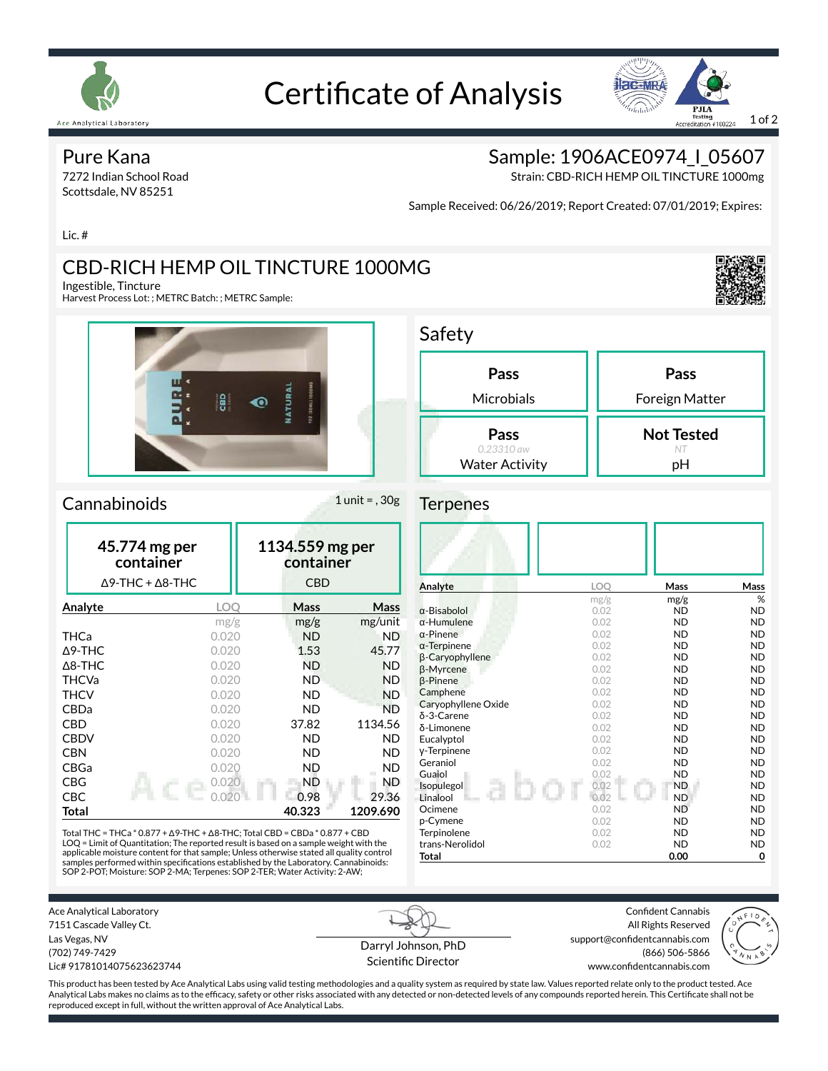# Certificate of Analysis

Ace Analytical Laboratory

## Pure Kana

7272 Indian School Road
Scottsdale, NV 85251

Lic. #

## Sample: 1906ACE0974_I_05607

Strain: CBD-RICH HEMP OIL TINCTURE 1000mg

Sample Received: 06/26/2019; Report Created: 07/01/2019; Expires:

## CBD-RICH HEMP OIL TINCTURE 1000MG

Ingestible, Tincture
Harvest Process Lot: ; METRC Batch: ; METRC Sample:

## Safety

| Result | Test |
|---|---|
| **Pass** | Microbials |
| **Pass** | Foreign Matter |
| **Pass** (0.23310 aw) | Water Activity |
| **Not Tested** (NT) | pH |

## Cannabinoids

1 unit = , 30g

**45.774 mg per container** — Δ9-THC + Δ8-THC

**1134.559 mg per container** — CBD

| Analyte | LOQ | Mass | Mass |
|---|---|---|---|
| | mg/g | mg/g | mg/unit |
| THCa | 0.020 | ND | ND |
| Δ9-THC | 0.020 | 1.53 | 45.77 |
| Δ8-THC | 0.020 | ND | ND |
| THCVa | 0.020 | ND | ND |
| THCV | 0.020 | ND | ND |
| CBDa | 0.020 | ND | ND |
| CBD | 0.020 | 37.82 | 1134.56 |
| CBDV | 0.020 | ND | ND |
| CBN | 0.020 | ND | ND |
| CBGa | 0.020 | ND | ND |
| CBG | 0.020 | ND | ND |
| CBC | 0.020 | 0.98 | 29.36 |
| **Total** | | **40.323** | **1209.690** |

Total THC = THCa * 0.877 + Δ9-THC + Δ8-THC; Total CBD = CBDa * 0.877 + CBD
LOQ = Limit of Quantitation; The reported result is based on a sample weight with the applicable moisture content for that sample; Unless otherwise stated all quality control samples performed within specifications established by the Laboratory. Cannabinoids: SOP 2-POT; Moisture: SOP 2-MA; Terpenes: SOP 2-TER; Water Activity: 2-AW;

## Terpenes

| Analyte | LOQ | Mass | Mass |
|---|---|---|---|
| | mg/g | mg/g | % |
| α-Bisabolol | 0.02 | ND | ND |
| α-Humulene | 0.02 | ND | ND |
| α-Pinene | 0.02 | ND | ND |
| α-Terpinene | 0.02 | ND | ND |
| β-Caryophyllene | 0.02 | ND | ND |
| β-Myrcene | 0.02 | ND | ND |
| β-Pinene | 0.02 | ND | ND |
| Camphene | 0.02 | ND | ND |
| Caryophyllene Oxide | 0.02 | ND | ND |
| δ-3-Carene | 0.02 | ND | ND |
| δ-Limonene | 0.02 | ND | ND |
| Eucalyptol | 0.02 | ND | ND |
| γ-Terpinene | 0.02 | ND | ND |
| Geraniol | 0.02 | ND | ND |
| Guaiol | 0.02 | ND | ND |
| Isopulegol | 0.02 | ND | ND |
| Linalool | 0.02 | ND | ND |
| Ocimene | 0.02 | ND | ND |
| p-Cymene | 0.02 | ND | ND |
| Terpinolene | 0.02 | ND | ND |
| trans-Nerolidol | 0.02 | ND | ND |
| **Total** | | **0.00** | **0** |

Ace Analytical Laboratory
7151 Cascade Valley Ct.
Las Vegas, NV
(702) 749-7429
Lic# 917810140756236237 44

Darryl Johnson, PhD
Scientific Director

Confident Cannabis
All Rights Reserved
support@confidentcannabis.com
(866) 506-5866
www.confidentcannabis.com

This product has been tested by Ace Analytical Labs using valid testing methodologies and a quality system as required by state law. Values reported relate only to the product tested. Ace Analytical Labs makes no claims as to the efficacy, safety or other risks associated with any detected or non-detected levels of any compounds reported herein. This Certificate shall not be reproduced except in full, without the written approval of Ace Analytical Labs.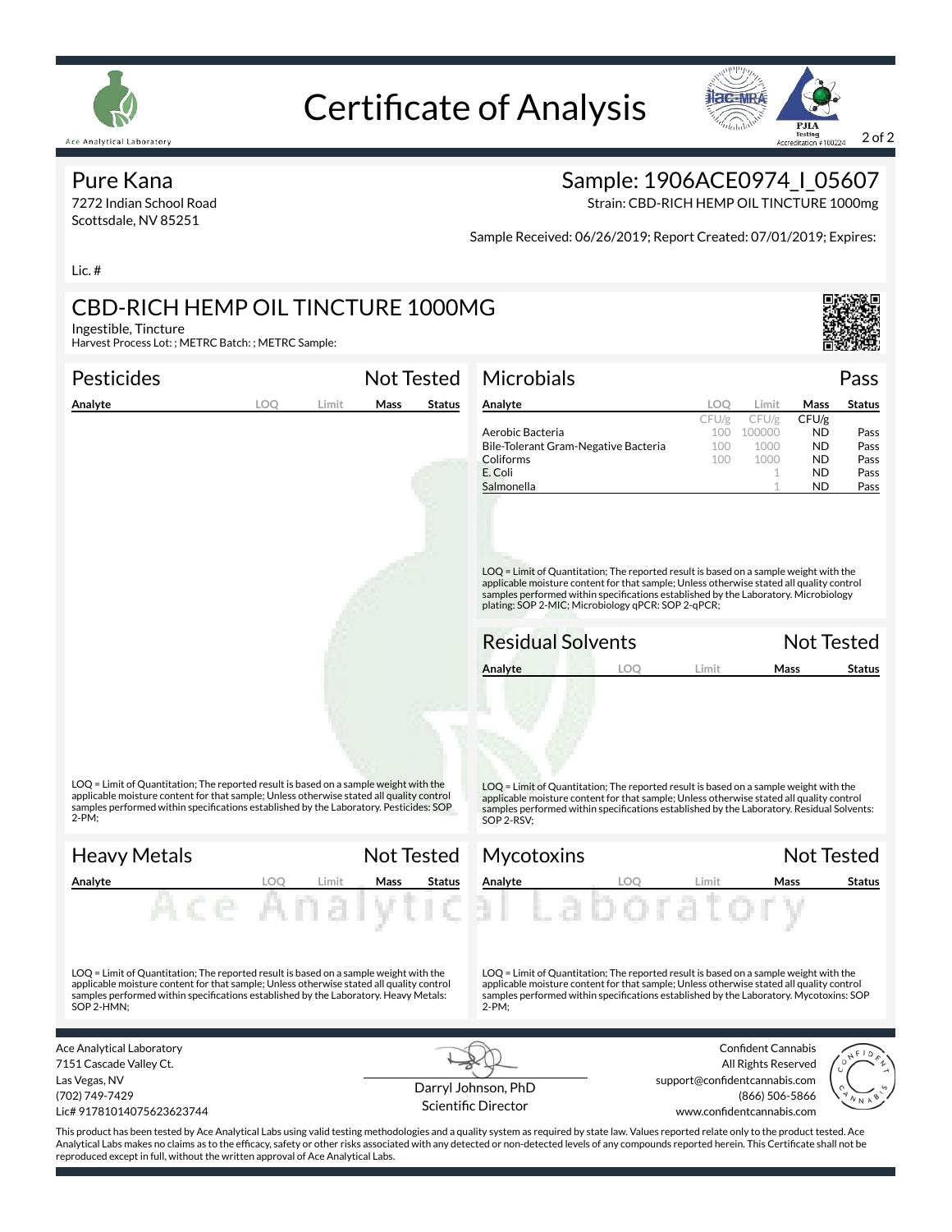# Certificate of Analysis

Ace Analytical Laboratory

PJLA Testing Accreditation #100224

## Pure Kana

7272 Indian School Road
Scottsdale, NV 85251

Lic. #

## Sample: 1906ACE0974_I_05607

Strain: CBD-RICH HEMP OIL TINCTURE 1000mg

Sample Received: 06/26/2019; Report Created: 07/01/2019; Expires:

## CBD-RICH HEMP OIL TINCTURE 1000MG

Ingestible, Tincture
Harvest Process Lot: ; METRC Batch: ; METRC Sample:

### Pesticides — Not Tested

| Analyte | LOQ | Limit | Mass | Status |
|---|---|---|---|---|

LOQ = Limit of Quantitation; The reported result is based on a sample weight with the applicable moisture content for that sample; Unless otherwise stated all quality control samples performed within specifications established by the Laboratory. Pesticides: SOP 2-PM;

### Microbials — Pass

| Analyte | LOQ | Limit | Mass | Status |
|---|---|---|---|---|
| | CFU/g | CFU/g | CFU/g | |
| Aerobic Bacteria | 100 | 100000 | ND | Pass |
| Bile-Tolerant Gram-Negative Bacteria | 100 | 1000 | ND | Pass |
| Coliforms | 100 | 1000 | ND | Pass |
| E. Coli | | 1 | ND | Pass |
| Salmonella | | 1 | ND | Pass |

LOQ = Limit of Quantitation; The reported result is based on a sample weight with the applicable moisture content for that sample; Unless otherwise stated all quality control samples performed within specifications established by the Laboratory. Microbiology plating: SOP 2-MIC; Microbiology qPCR: SOP 2-qPCR;

### Residual Solvents — Not Tested

| Analyte | LOQ | Limit | Mass | Status |
|---|---|---|---|---|

LOQ = Limit of Quantitation; The reported result is based on a sample weight with the applicable moisture content for that sample; Unless otherwise stated all quality control samples performed within specifications established by the Laboratory. Residual Solvents: SOP 2-RSV;

### Heavy Metals — Not Tested

| Analyte | LOQ | Limit | Mass | Status |
|---|---|---|---|---|

LOQ = Limit of Quantitation; The reported result is based on a sample weight with the applicable moisture content for that sample; Unless otherwise stated all quality control samples performed within specifications established by the Laboratory. Heavy Metals: SOP 2-HMN;

### Mycotoxins — Not Tested

| Analyte | LOQ | Limit | Mass | Status |
|---|---|---|---|---|

LOQ = Limit of Quantitation; The reported result is based on a sample weight with the applicable moisture content for that sample; Unless otherwise stated all quality control samples performed within specifications established by the Laboratory. Mycotoxins: SOP 2-PM;

Ace Analytical Laboratory
7151 Cascade Valley Ct.
Las Vegas, NV
(702) 749-7429
Lic# 917810140756236237​44

Darryl Johnson, PhD
Scientific Director

Confident Cannabis
All Rights Reserved
support@confidentcannabis.com
(866) 506-5866
www.confidentcannabis.com

This product has been tested by Ace Analytical Labs using valid testing methodologies and a quality system as required by state law. Values reported relate only to the product tested. Ace Analytical Labs makes no claims as to the efficacy, safety or other risks associated with any detected or non-detected levels of any compounds reported herein. This Certificate shall not be reproduced except in full, without the written approval of Ace Analytical Labs.